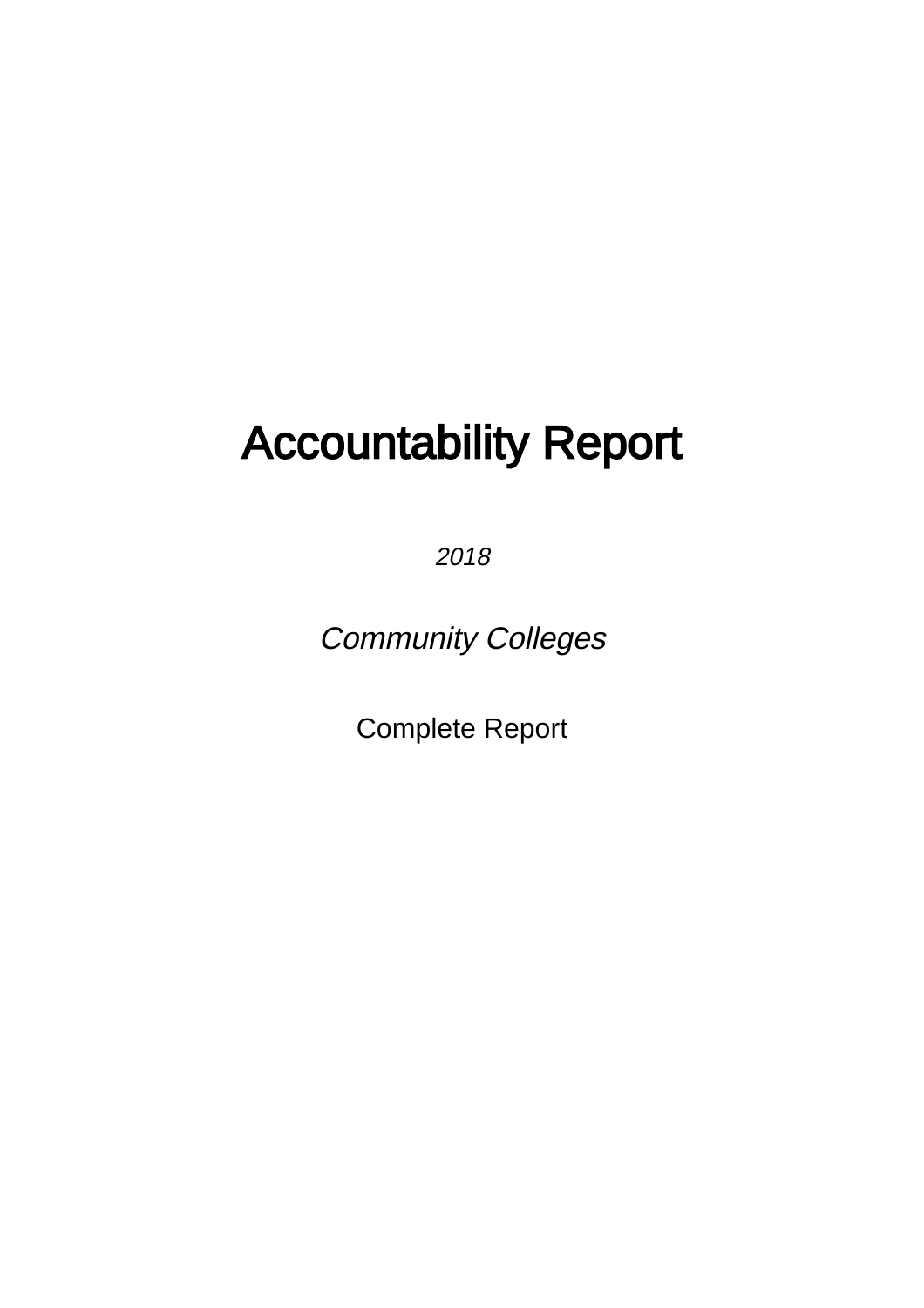# Accountability Report

*2018*

*Community Colleges*

Complete Report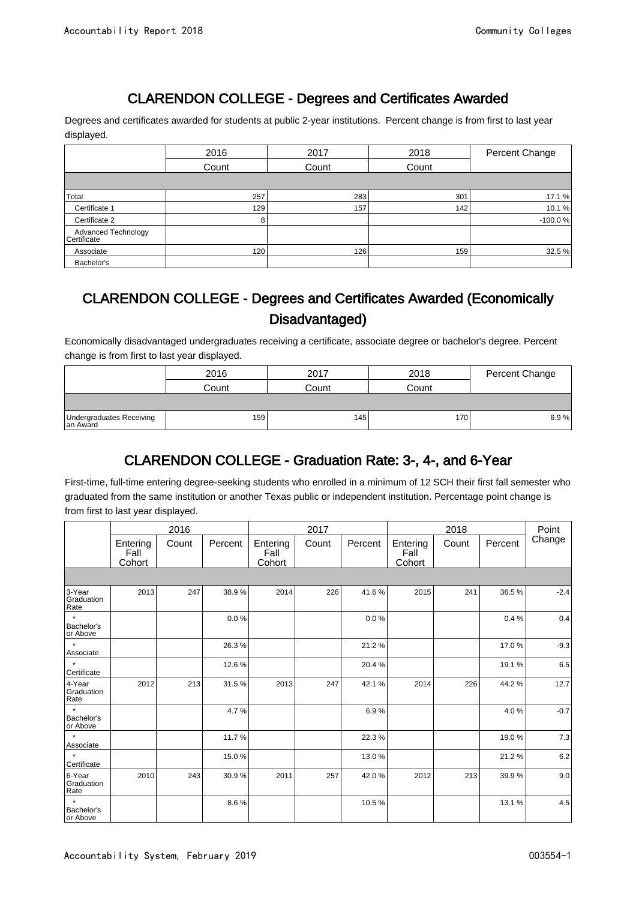## CLARENDON COLLEGE - Degrees and Certificates Awarded

Degrees and certificates awarded for students at public 2-year institutions. Percent change is from first to last year displayed.

| | 2016 | 2017 | 2018 | Percent Change |
|---|---|---|---|---|
| | Count | Count | Count | |
| Total | 257 | 283 | 301 | 17.1 % |
| Certificate 1 | 129 | 157 | 142 | 10.1 % |
| Certificate 2 | 8 | | | -100.0 % |
| Advanced Technology Certificate | | | | |
| Associate | 120 | 126 | 159 | 32.5 % |
| Bachelor's | | | | |

## CLARENDON COLLEGE - Degrees and Certificates Awarded (Economically Disadvantaged)

Economically disadvantaged undergraduates receiving a certificate, associate degree or bachelor's degree. Percent change is from first to last year displayed.

| | 2016 | 2017 | 2018 | Percent Change |
|---|---|---|---|---|
| | Count | Count | Count | |
| Undergraduates Receiving an Award | 159 | 145 | 170 | 6.9 % |

## CLARENDON COLLEGE - Graduation Rate: 3-, 4-, and 6-Year

First-time, full-time entering degree-seeking students who enrolled in a minimum of 12 SCH their first fall semester who graduated from the same institution or another Texas public or independent institution. Percentage point change is from first to last year displayed.

| | 2016 | | | 2017 | | | 2018 | | | Point Change |
|---|---|---|---|---|---|---|---|---|---|---|
| | Entering Fall Cohort | Count | Percent | Entering Fall Cohort | Count | Percent | Entering Fall Cohort | Count | Percent | |
| 3-Year Graduation Rate | 2013 | 247 | 38.9 % | 2014 | 226 | 41.6 % | 2015 | 241 | 36.5 % | -2.4 |
| * Bachelor's or Above | | | 0.0 % | | | 0.0 % | | | 0.4 % | 0.4 |
| * Associate | | | 26.3 % | | | 21.2 % | | | 17.0 % | -9.3 |
| * Certificate | | | 12.6 % | | | 20.4 % | | | 19.1 % | 6.5 |
| 4-Year Graduation Rate | 2012 | 213 | 31.5 % | 2013 | 247 | 42.1 % | 2014 | 226 | 44.2 % | 12.7 |
| * Bachelor's or Above | | | 4.7 % | | | 6.9 % | | | 4.0 % | -0.7 |
| * Associate | | | 11.7 % | | | 22.3 % | | | 19.0 % | 7.3 |
| * Certificate | | | 15.0 % | | | 13.0 % | | | 21.2 % | 6.2 |
| 6-Year Graduation Rate | 2010 | 243 | 30.9 % | 2011 | 257 | 42.0 % | 2012 | 213 | 39.9 % | 9.0 |
| * Bachelor's or Above | | | 8.6 % | | | 10.5 % | | | 13.1 % | 4.5 |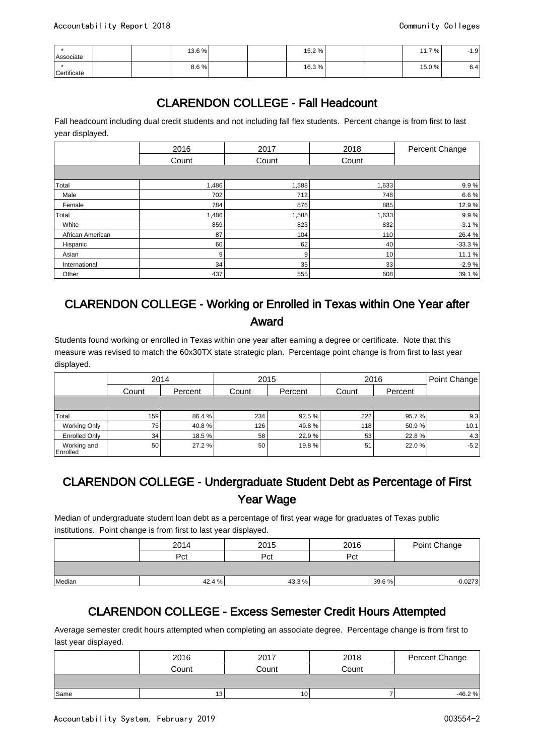| * Associate | | | 13.6 % | | | 15.2 % | | | 11.7 % | -1.9 |
|---|---|---|---|---|---|---|---|---|---|---|
| * Certificate | | | 8.6 % | | | 16.3 % | | | 15.0 % | 6.4 |

## CLARENDON COLLEGE - Fall Headcount

Fall headcount including dual credit students and not including fall flex students. Percent change is from first to last year displayed.

| | 2016 | 2017 | 2018 | Percent Change |
|---|---|---|---|---|
| | Count | Count | Count | |
| Total | 1,486 | 1,588 | 1,633 | 9.9 % |
| Male | 702 | 712 | 748 | 6.6 % |
| Female | 784 | 876 | 885 | 12.9 % |
| Total | 1,486 | 1,588 | 1,633 | 9.9 % |
| White | 859 | 823 | 832 | -3.1 % |
| African American | 87 | 104 | 110 | 26.4 % |
| Hispanic | 60 | 62 | 40 | -33.3 % |
| Asian | 9 | 9 | 10 | 11.1 % |
| International | 34 | 35 | 33 | -2.9 % |
| Other | 437 | 555 | 608 | 39.1 % |

## CLARENDON COLLEGE - Working or Enrolled in Texas within One Year after Award

Students found working or enrolled in Texas within one year after earning a degree or certificate. Note that this measure was revised to match the 60x30TX state strategic plan. Percentage point change is from first to last year displayed.

| | 2014 | | 2015 | | 2016 | | Point Change |
|---|---|---|---|---|---|---|---|
| | Count | Percent | Count | Percent | Count | Percent | |
| Total | 159 | 86.4 % | 234 | 92.5 % | 222 | 95.7 % | 9.3 |
| Working Only | 75 | 40.8 % | 126 | 49.8 % | 118 | 50.9 % | 10.1 |
| Enrolled Only | 34 | 18.5 % | 58 | 22.9 % | 53 | 22.8 % | 4.3 |
| Working and Enrolled | 50 | 27.2 % | 50 | 19.8 % | 51 | 22.0 % | -5.2 |

## CLARENDON COLLEGE - Undergraduate Student Debt as Percentage of First Year Wage

Median of undergraduate student loan debt as a percentage of first year wage for graduates of Texas public institutions. Point change is from first to last year displayed.

| | 2014 | 2015 | 2016 | Point Change |
|---|---|---|---|---|
| | Pct | Pct | Pct | |
| Median | 42.4 % | 43.3 % | 39.6 % | -0.0273 |

## CLARENDON COLLEGE - Excess Semester Credit Hours Attempted

Average semester credit hours attempted when completing an associate degree. Percentage change is from first to last year displayed.

| | 2016 | 2017 | 2018 | Percent Change |
|---|---|---|---|---|
| | Count | Count | Count | |
| Same | 13 | 10 | 7 | -46.2 % |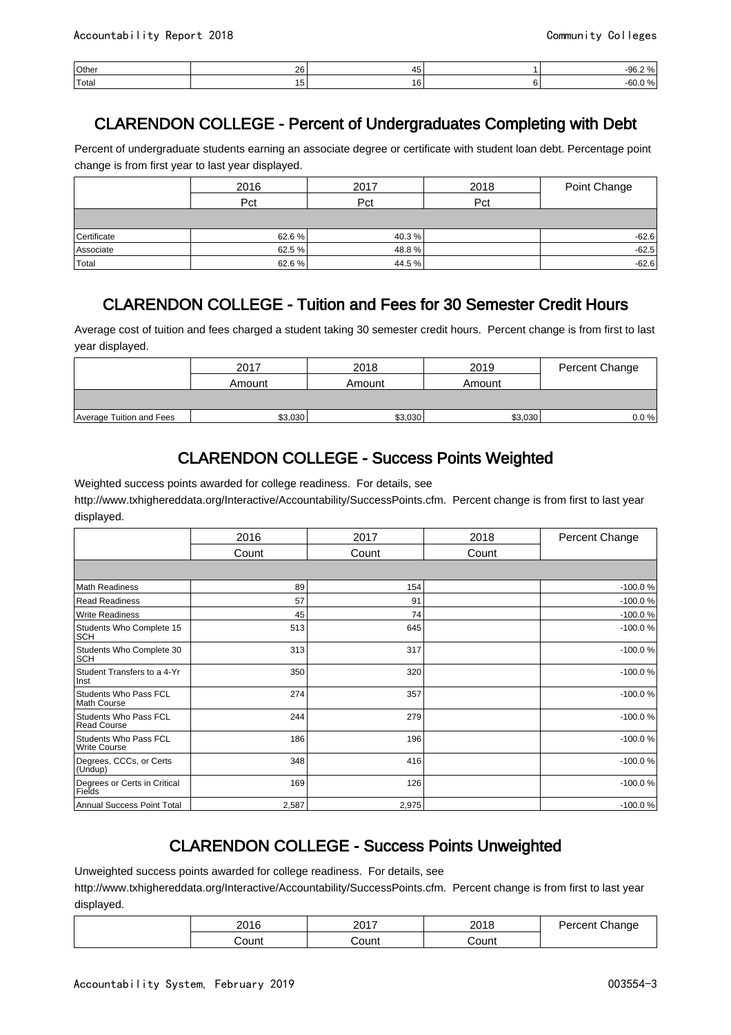| Other | 26 | 45 | 1 | -96.2 % |
|---|---|---|---|---|
| Total | 15 | 16 | 6 | -60.0 % |

## CLARENDON COLLEGE - Percent of Undergraduates Completing with Debt

Percent of undergraduate students earning an associate degree or certificate with student loan debt. Percentage point change is from first year to last year displayed.

| | 2016 | 2017 | 2018 | Point Change |
|---|---|---|---|---|
| | Pct | Pct | Pct | |
| Certificate | 62.6 % | 40.3 % | | -62.6 |
| Associate | 62.5 % | 48.8 % | | -62.5 |
| Total | 62.6 % | 44.5 % | | -62.6 |

## CLARENDON COLLEGE - Tuition and Fees for 30 Semester Credit Hours

Average cost of tuition and fees charged a student taking 30 semester credit hours. Percent change is from first to last year displayed.

| | 2017 | 2018 | 2019 | Percent Change |
|---|---|---|---|---|
| | Amount | Amount | Amount | |
| Average Tuition and Fees | $3,030 | $3,030 | $3,030 | 0.0 % |

## CLARENDON COLLEGE - Success Points Weighted

Weighted success points awarded for college readiness. For details, see http://www.txhighereddata.org/Interactive/Accountability/SuccessPoints.cfm. Percent change is from first to last year displayed.

| | 2016 | 2017 | 2018 | Percent Change |
|---|---|---|---|---|
| | Count | Count | Count | |
| Math Readiness | 89 | 154 | | -100.0 % |
| Read Readiness | 57 | 91 | | -100.0 % |
| Write Readiness | 45 | 74 | | -100.0 % |
| Students Who Complete 15 SCH | 513 | 645 | | -100.0 % |
| Students Who Complete 30 SCH | 313 | 317 | | -100.0 % |
| Student Transfers to a 4-Yr Inst | 350 | 320 | | -100.0 % |
| Students Who Pass FCL Math Course | 274 | 357 | | -100.0 % |
| Students Who Pass FCL Read Course | 244 | 279 | | -100.0 % |
| Students Who Pass FCL Write Course | 186 | 196 | | -100.0 % |
| Degrees, CCCs, or Certs (Undup) | 348 | 416 | | -100.0 % |
| Degrees or Certs in Critical Fields | 169 | 126 | | -100.0 % |
| Annual Success Point Total | 2,587 | 2,975 | | -100.0 % |

## CLARENDON COLLEGE - Success Points Unweighted

Unweighted success points awarded for college readiness. For details, see http://www.txhighereddata.org/Interactive/Accountability/SuccessPoints.cfm. Percent change is from first to last year displayed.

| | 2016 | 2017 | 2018 | Percent Change |
|---|---|---|---|---|
| | Count | Count | Count | |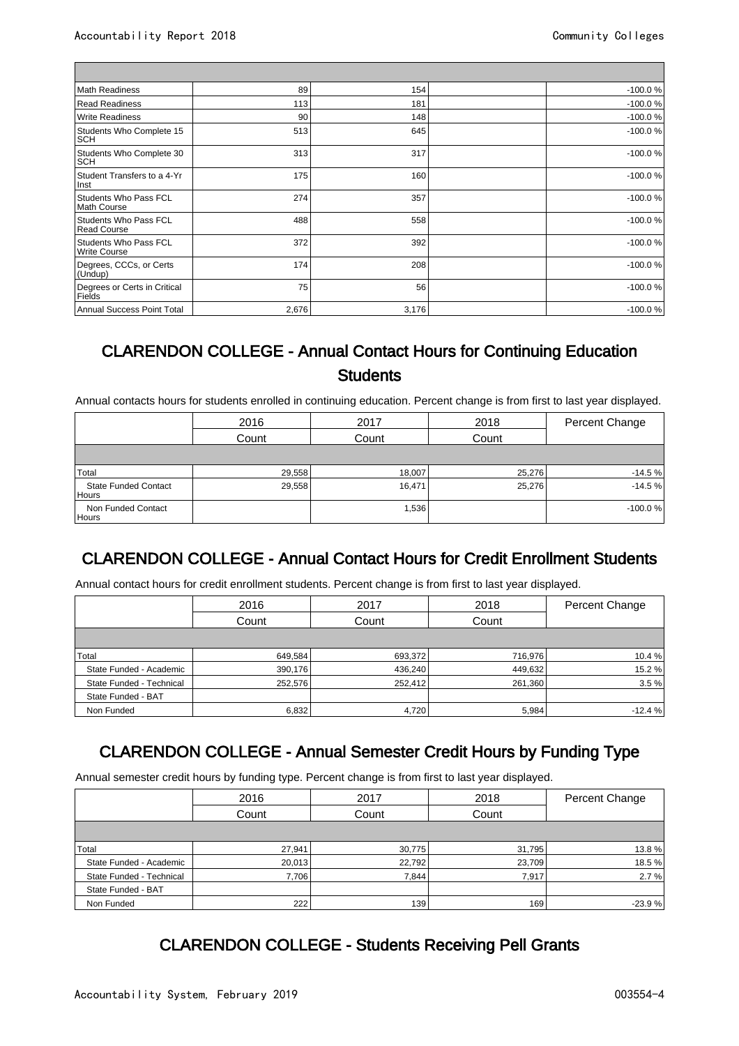| | | | | |
|---|---|---|---|---|
| | | | | |
| Math Readiness | 89 | 154 | | -100.0 % |
| Read Readiness | 113 | 181 | | -100.0 % |
| Write Readiness | 90 | 148 | | -100.0 % |
| Students Who Complete 15 SCH | 513 | 645 | | -100.0 % |
| Students Who Complete 30 SCH | 313 | 317 | | -100.0 % |
| Student Transfers to a 4-Yr Inst | 175 | 160 | | -100.0 % |
| Students Who Pass FCL Math Course | 274 | 357 | | -100.0 % |
| Students Who Pass FCL Read Course | 488 | 558 | | -100.0 % |
| Students Who Pass FCL Write Course | 372 | 392 | | -100.0 % |
| Degrees, CCCs, or Certs (Undup) | 174 | 208 | | -100.0 % |
| Degrees or Certs in Critical Fields | 75 | 56 | | -100.0 % |
| Annual Success Point Total | 2,676 | 3,176 | | -100.0 % |

## CLARENDON COLLEGE - Annual Contact Hours for Continuing Education Students

Annual contacts hours for students enrolled in continuing education. Percent change is from first to last year displayed.

| | 2016 | 2017 | 2018 | Percent Change |
|---|---|---|---|---|
| | Count | Count | Count | |
| | | | | |
| Total | 29,558 | 18,007 | 25,276 | -14.5 % |
| State Funded Contact Hours | 29,558 | 16,471 | 25,276 | -14.5 % |
| Non Funded Contact Hours | | 1,536 | | -100.0 % |

## CLARENDON COLLEGE - Annual Contact Hours for Credit Enrollment Students

Annual contact hours for credit enrollment students. Percent change is from first to last year displayed.

| | 2016 | 2017 | 2018 | Percent Change |
|---|---|---|---|---|
| | Count | Count | Count | |
| | | | | |
| Total | 649,584 | 693,372 | 716,976 | 10.4 % |
| State Funded - Academic | 390,176 | 436,240 | 449,632 | 15.2 % |
| State Funded - Technical | 252,576 | 252,412 | 261,360 | 3.5 % |
| State Funded - BAT | | | | |
| Non Funded | 6,832 | 4,720 | 5,984 | -12.4 % |

## CLARENDON COLLEGE - Annual Semester Credit Hours by Funding Type

Annual semester credit hours by funding type. Percent change is from first to last year displayed.

| | 2016 | 2017 | 2018 | Percent Change |
|---|---|---|---|---|
| | Count | Count | Count | |
| | | | | |
| Total | 27,941 | 30,775 | 31,795 | 13.8 % |
| State Funded - Academic | 20,013 | 22,792 | 23,709 | 18.5 % |
| State Funded - Technical | 7,706 | 7,844 | 7,917 | 2.7 % |
| State Funded - BAT | | | | |
| Non Funded | 222 | 139 | 169 | -23.9 % |

## CLARENDON COLLEGE - Students Receiving Pell Grants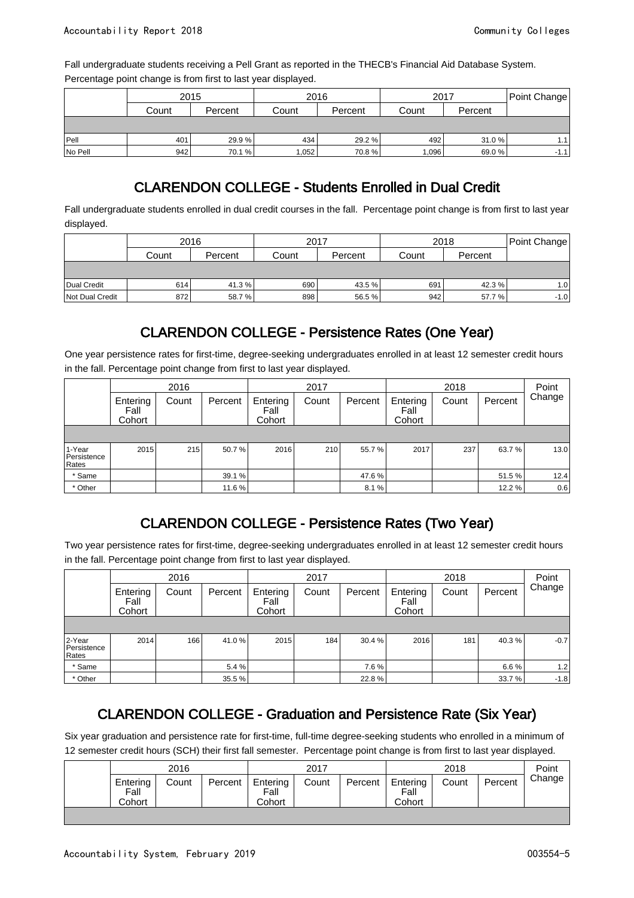Fall undergraduate students receiving a Pell Grant as reported in the THECB's Financial Aid Database System. Percentage point change is from first to last year displayed.

| | 2015 | | 2016 | | 2017 | | Point Change |
|---|---|---|---|---|---|---|---|
| | Count | Percent | Count | Percent | Count | Percent | |
| Pell | 401 | 29.9 % | 434 | 29.2 % | 492 | 31.0 % | 1.1 |
| No Pell | 942 | 70.1 % | 1,052 | 70.8 % | 1,096 | 69.0 % | -1.1 |

## CLARENDON COLLEGE - Students Enrolled in Dual Credit

Fall undergraduate students enrolled in dual credit courses in the fall. Percentage point change is from first to last year displayed.

| | 2016 | | 2017 | | 2018 | | Point Change |
|---|---|---|---|---|---|---|---|
| | Count | Percent | Count | Percent | Count | Percent | |
| Dual Credit | 614 | 41.3 % | 690 | 43.5 % | 691 | 42.3 % | 1.0 |
| Not Dual Credit | 872 | 58.7 % | 898 | 56.5 % | 942 | 57.7 % | -1.0 |

## CLARENDON COLLEGE - Persistence Rates (One Year)

One year persistence rates for first-time, degree-seeking undergraduates enrolled in at least 12 semester credit hours in the fall. Percentage point change from first to last year displayed.

| | 2016 | | | 2017 | | | 2018 | | | Point Change |
|---|---|---|---|---|---|---|---|---|---|---|
| | Entering Fall Cohort | Count | Percent | Entering Fall Cohort | Count | Percent | Entering Fall Cohort | Count | Percent | |
| 1-Year Persistence Rates | 2015 | 215 | 50.7 % | 2016 | 210 | 55.7 % | 2017 | 237 | 63.7 % | 13.0 |
| * Same | | | 39.1 % | | | 47.6 % | | | 51.5 % | 12.4 |
| * Other | | | 11.6 % | | | 8.1 % | | | 12.2 % | 0.6 |

## CLARENDON COLLEGE - Persistence Rates (Two Year)

Two year persistence rates for first-time, degree-seeking undergraduates enrolled in at least 12 semester credit hours in the fall. Percentage point change from first to last year displayed.

| | 2016 | | | 2017 | | | 2018 | | | Point Change |
|---|---|---|---|---|---|---|---|---|---|---|
| | Entering Fall Cohort | Count | Percent | Entering Fall Cohort | Count | Percent | Entering Fall Cohort | Count | Percent | |
| 2-Year Persistence Rates | 2014 | 166 | 41.0 % | 2015 | 184 | 30.4 % | 2016 | 181 | 40.3 % | -0.7 |
| * Same | | | 5.4 % | | | 7.6 % | | | 6.6 % | 1.2 |
| * Other | | | 35.5 % | | | 22.8 % | | | 33.7 % | -1.8 |

## CLARENDON COLLEGE - Graduation and Persistence Rate (Six Year)

Six year graduation and persistence rate for first-time, full-time degree-seeking students who enrolled in a minimum of 12 semester credit hours (SCH) their first fall semester. Percentage point change is from first to last year displayed.

| | 2016 | | | 2017 | | | 2018 | | | Point Change |
|---|---|---|---|---|---|---|---|---|---|---|
| | Entering Fall Cohort | Count | Percent | Entering Fall Cohort | Count | Percent | Entering Fall Cohort | Count | Percent | |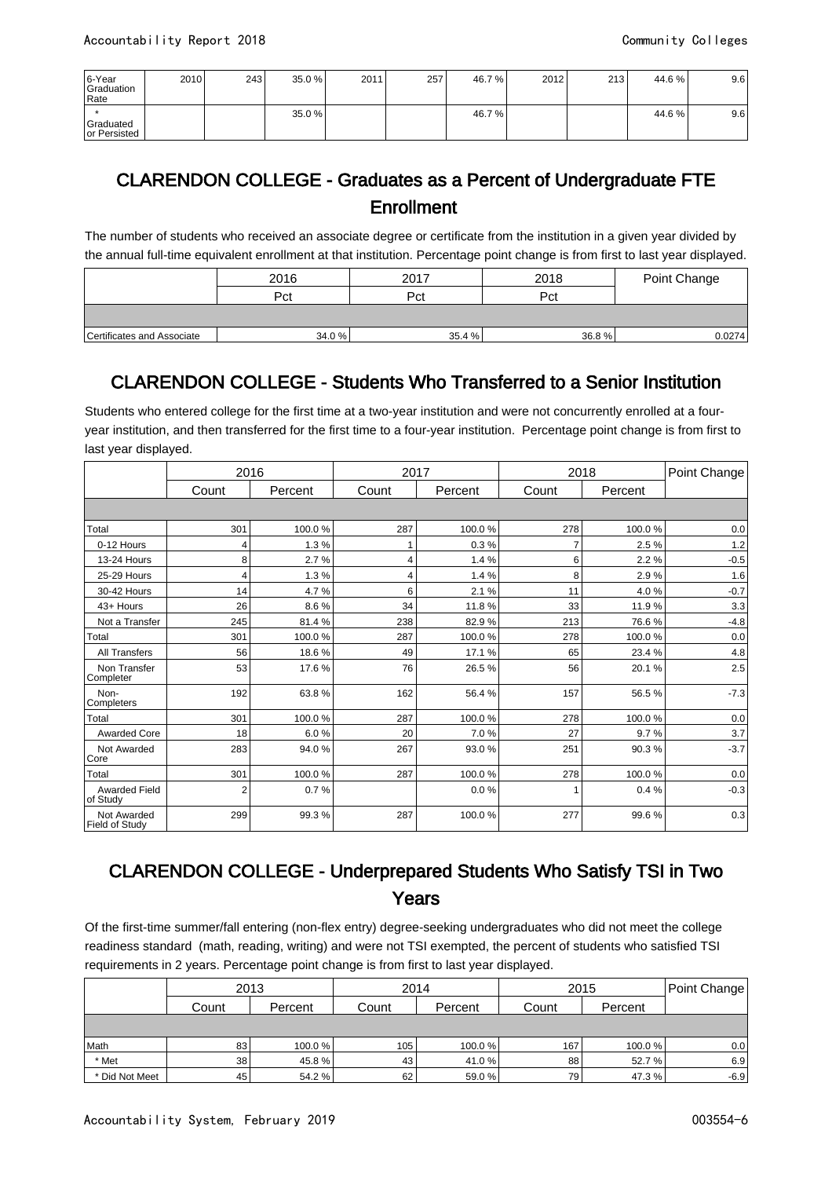| 6-Year Graduation Rate | 2010 | 243 | 35.0 % | 2011 | 257 | 46.7 % | 2012 | 213 | 44.6 % | 9.6 |
|---|---|---|---|---|---|---|---|---|---|---|
| * Graduated or Persisted | | | 35.0 % | | | 46.7 % | | | 44.6 % | 9.6 |

## CLARENDON COLLEGE - Graduates as a Percent of Undergraduate FTE Enrollment

The number of students who received an associate degree or certificate from the institution in a given year divided by the annual full-time equivalent enrollment at that institution. Percentage point change is from first to last year displayed.

| | 2016 | 2017 | 2018 | Point Change |
|---|---|---|---|---|
| | Pct | Pct | Pct | |
| Certificates and Associate | 34.0 % | 35.4 % | 36.8 % | 0.0274 |

## CLARENDON COLLEGE - Students Who Transferred to a Senior Institution

Students who entered college for the first time at a two-year institution and were not concurrently enrolled at a four-year institution, and then transferred for the first time to a four-year institution. Percentage point change is from first to last year displayed.

| | 2016 | | 2017 | | 2018 | | Point Change |
|---|---|---|---|---|---|---|---|
| | Count | Percent | Count | Percent | Count | Percent | |
| Total | 301 | 100.0 % | 287 | 100.0 % | 278 | 100.0 % | 0.0 |
| 0-12 Hours | 4 | 1.3 % | 1 | 0.3 % | 7 | 2.5 % | 1.2 |
| 13-24 Hours | 8 | 2.7 % | 4 | 1.4 % | 6 | 2.2 % | -0.5 |
| 25-29 Hours | 4 | 1.3 % | 4 | 1.4 % | 8 | 2.9 % | 1.6 |
| 30-42 Hours | 14 | 4.7 % | 6 | 2.1 % | 11 | 4.0 % | -0.7 |
| 43+ Hours | 26 | 8.6 % | 34 | 11.8 % | 33 | 11.9 % | 3.3 |
| Not a Transfer | 245 | 81.4 % | 238 | 82.9 % | 213 | 76.6 % | -4.8 |
| Total | 301 | 100.0 % | 287 | 100.0 % | 278 | 100.0 % | 0.0 |
| All Transfers | 56 | 18.6 % | 49 | 17.1 % | 65 | 23.4 % | 4.8 |
| Non Transfer Completer | 53 | 17.6 % | 76 | 26.5 % | 56 | 20.1 % | 2.5 |
| Non-Completers | 192 | 63.8 % | 162 | 56.4 % | 157 | 56.5 % | -7.3 |
| Total | 301 | 100.0 % | 287 | 100.0 % | 278 | 100.0 % | 0.0 |
| Awarded Core | 18 | 6.0 % | 20 | 7.0 % | 27 | 9.7 % | 3.7 |
| Not Awarded Core | 283 | 94.0 % | 267 | 93.0 % | 251 | 90.3 % | -3.7 |
| Total | 301 | 100.0 % | 287 | 100.0 % | 278 | 100.0 % | 0.0 |
| Awarded Field of Study | 2 | 0.7 % | | 0.0 % | 1 | 0.4 % | -0.3 |
| Not Awarded Field of Study | 299 | 99.3 % | 287 | 100.0 % | 277 | 99.6 % | 0.3 |

## CLARENDON COLLEGE - Underprepared Students Who Satisfy TSI in Two Years

Of the first-time summer/fall entering (non-flex entry) degree-seeking undergraduates who did not meet the college readiness standard (math, reading, writing) and were not TSI exempted, the percent of students who satisfied TSI requirements in 2 years. Percentage point change is from first to last year displayed.

| | 2013 | | 2014 | | 2015 | | Point Change |
|---|---|---|---|---|---|---|---|
| | Count | Percent | Count | Percent | Count | Percent | |
| Math | 83 | 100.0 % | 105 | 100.0 % | 167 | 100.0 % | 0.0 |
| * Met | 38 | 45.8 % | 43 | 41.0 % | 88 | 52.7 % | 6.9 |
| * Did Not Meet | 45 | 54.2 % | 62 | 59.0 % | 79 | 47.3 % | -6.9 |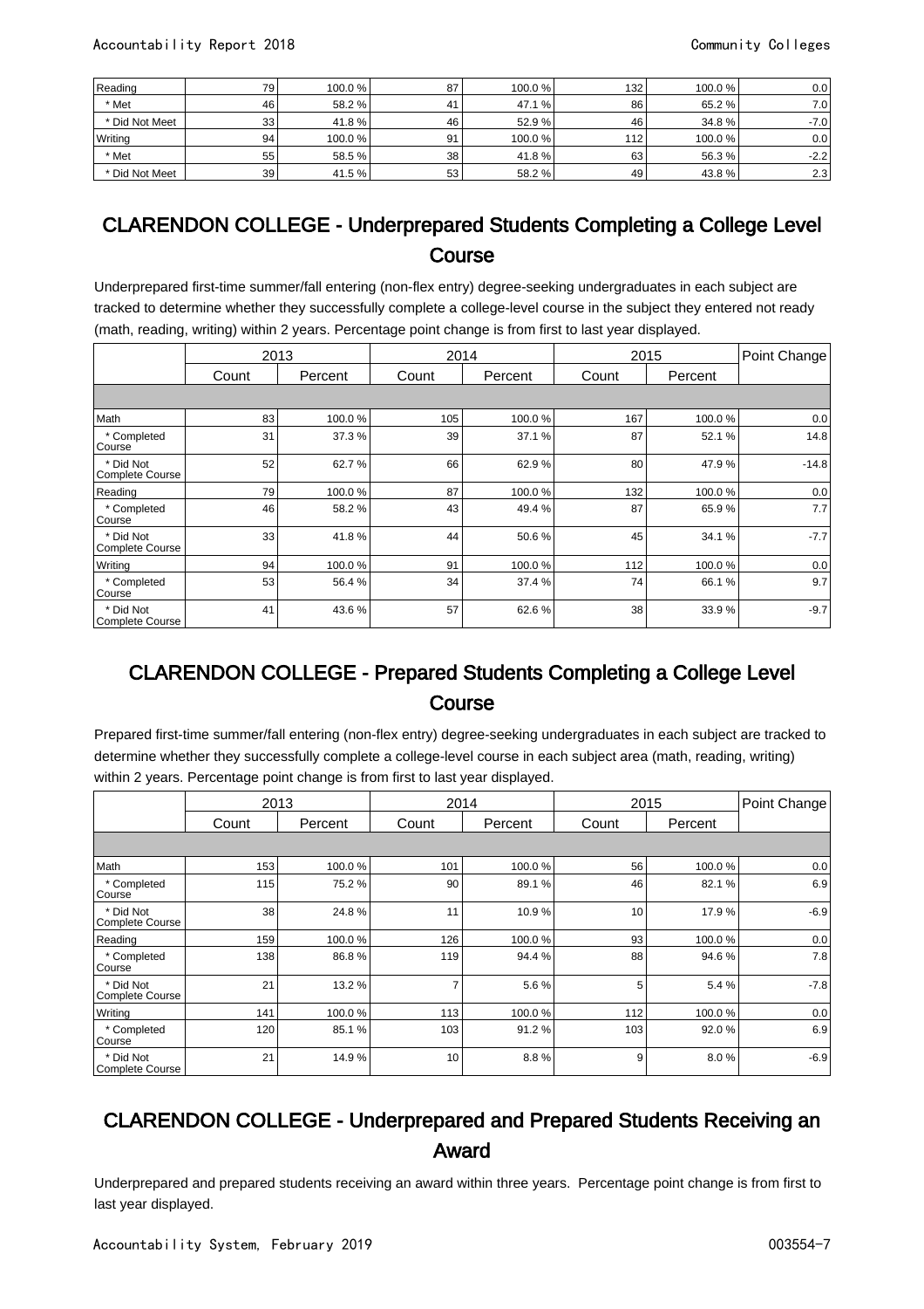| | | | | | | | |
|---|---|---|---|---|---|---|---|
| Reading | 79 | 100.0 % | 87 | 100.0 % | 132 | 100.0 % | 0.0 |
| * Met | 46 | 58.2 % | 41 | 47.1 % | 86 | 65.2 % | 7.0 |
| * Did Not Meet | 33 | 41.8 % | 46 | 52.9 % | 46 | 34.8 % | -7.0 |
| Writing | 94 | 100.0 % | 91 | 100.0 % | 112 | 100.0 % | 0.0 |
| * Met | 55 | 58.5 % | 38 | 41.8 % | 63 | 56.3 % | -2.2 |
| * Did Not Meet | 39 | 41.5 % | 53 | 58.2 % | 49 | 43.8 % | 2.3 |

## CLARENDON COLLEGE - Underprepared Students Completing a College Level Course

Underprepared first-time summer/fall entering (non-flex entry) degree-seeking undergraduates in each subject are tracked to determine whether they successfully complete a college-level course in the subject they entered not ready (math, reading, writing) within 2 years. Percentage point change is from first to last year displayed.

| | 2013 | | 2014 | | 2015 | | Point Change |
|---|---|---|---|---|---|---|---|
| | Count | Percent | Count | Percent | Count | Percent | |
| | | | | | | | |
| Math | 83 | 100.0 % | 105 | 100.0 % | 167 | 100.0 % | 0.0 |
| * Completed Course | 31 | 37.3 % | 39 | 37.1 % | 87 | 52.1 % | 14.8 |
| * Did Not Complete Course | 52 | 62.7 % | 66 | 62.9 % | 80 | 47.9 % | -14.8 |
| Reading | 79 | 100.0 % | 87 | 100.0 % | 132 | 100.0 % | 0.0 |
| * Completed Course | 46 | 58.2 % | 43 | 49.4 % | 87 | 65.9 % | 7.7 |
| * Did Not Complete Course | 33 | 41.8 % | 44 | 50.6 % | 45 | 34.1 % | -7.7 |
| Writing | 94 | 100.0 % | 91 | 100.0 % | 112 | 100.0 % | 0.0 |
| * Completed Course | 53 | 56.4 % | 34 | 37.4 % | 74 | 66.1 % | 9.7 |
| * Did Not Complete Course | 41 | 43.6 % | 57 | 62.6 % | 38 | 33.9 % | -9.7 |

## CLARENDON COLLEGE - Prepared Students Completing a College Level Course

Prepared first-time summer/fall entering (non-flex entry) degree-seeking undergraduates in each subject are tracked to determine whether they successfully complete a college-level course in each subject area (math, reading, writing) within 2 years. Percentage point change is from first to last year displayed.

| | 2013 | | 2014 | | 2015 | | Point Change |
|---|---|---|---|---|---|---|---|
| | Count | Percent | Count | Percent | Count | Percent | |
| | | | | | | | |
| Math | 153 | 100.0 % | 101 | 100.0 % | 56 | 100.0 % | 0.0 |
| * Completed Course | 115 | 75.2 % | 90 | 89.1 % | 46 | 82.1 % | 6.9 |
| * Did Not Complete Course | 38 | 24.8 % | 11 | 10.9 % | 10 | 17.9 % | -6.9 |
| Reading | 159 | 100.0 % | 126 | 100.0 % | 93 | 100.0 % | 0.0 |
| * Completed Course | 138 | 86.8 % | 119 | 94.4 % | 88 | 94.6 % | 7.8 |
| * Did Not Complete Course | 21 | 13.2 % | 7 | 5.6 % | 5 | 5.4 % | -7.8 |
| Writing | 141 | 100.0 % | 113 | 100.0 % | 112 | 100.0 % | 0.0 |
| * Completed Course | 120 | 85.1 % | 103 | 91.2 % | 103 | 92.0 % | 6.9 |
| * Did Not Complete Course | 21 | 14.9 % | 10 | 8.8 % | 9 | 8.0 % | -6.9 |

## CLARENDON COLLEGE - Underprepared and Prepared Students Receiving an Award

Underprepared and prepared students receiving an award within three years. Percentage point change is from first to last year displayed.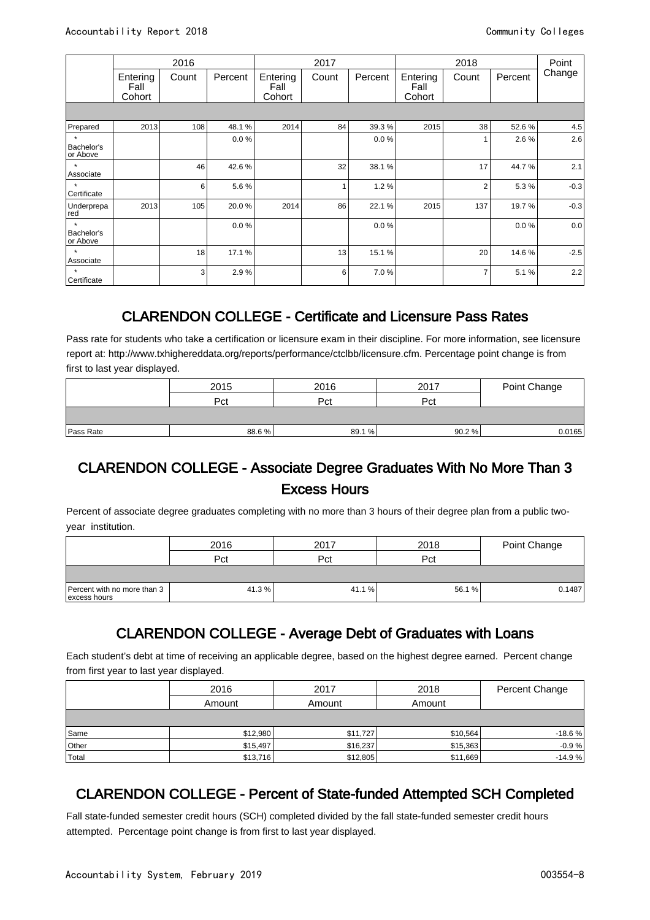| | 2016 | | | 2017 | | | 2018 | | | Point Change |
|---|---|---|---|---|---|---|---|---|---|---|
| | Entering Fall Cohort | Count | Percent | Entering Fall Cohort | Count | Percent | Entering Fall Cohort | Count | Percent | |
| Prepared | 2013 | 108 | 48.1 % | 2014 | 84 | 39.3 % | 2015 | 38 | 52.6 % | 4.5 |
| * Bachelor's or Above | | | 0.0 % | | | 0.0 % | | 1 | 2.6 % | 2.6 |
| * Associate | | 46 | 42.6 % | | 32 | 38.1 % | | 17 | 44.7 % | 2.1 |
| * Certificate | | 6 | 5.6 % | | 1 | 1.2 % | | 2 | 5.3 % | -0.3 |
| Underprepared | 2013 | 105 | 20.0 % | 2014 | 86 | 22.1 % | 2015 | 137 | 19.7 % | -0.3 |
| * Bachelor's or Above | | | 0.0 % | | | 0.0 % | | | 0.0 % | 0.0 |
| * Associate | | 18 | 17.1 % | | 13 | 15.1 % | | 20 | 14.6 % | -2.5 |
| * Certificate | | 3 | 2.9 % | | 6 | 7.0 % | | 7 | 5.1 % | 2.2 |

## CLARENDON COLLEGE - Certificate and Licensure Pass Rates

Pass rate for students who take a certification or licensure exam in their discipline. For more information, see licensure report at: http://www.txhighereddata.org/reports/performance/ctclbb/licensure.cfm. Percentage point change is from first to last year displayed.

| | 2015 | 2016 | 2017 | Point Change |
|---|---|---|---|---|
| | Pct | Pct | Pct | |
| Pass Rate | 88.6 % | 89.1 % | 90.2 % | 0.0165 |

## CLARENDON COLLEGE - Associate Degree Graduates With No More Than 3 Excess Hours

Percent of associate degree graduates completing with no more than 3 hours of their degree plan from a public two-year institution.

| | 2016 | 2017 | 2018 | Point Change |
|---|---|---|---|---|
| | Pct | Pct | Pct | |
| Percent with no more than 3 excess hours | 41.3 % | 41.1 % | 56.1 % | 0.1487 |

## CLARENDON COLLEGE - Average Debt of Graduates with Loans

Each student's debt at time of receiving an applicable degree, based on the highest degree earned. Percent change from first year to last year displayed.

| | 2016 | 2017 | 2018 | Percent Change |
|---|---|---|---|---|
| | Amount | Amount | Amount | |
| Same | $12,980 | $11,727 | $10,564 | -18.6 % |
| Other | $15,497 | $16,237 | $15,363 | -0.9 % |
| Total | $13,716 | $12,805 | $11,669 | -14.9 % |

## CLARENDON COLLEGE - Percent of State-funded Attempted SCH Completed

Fall state-funded semester credit hours (SCH) completed divided by the fall state-funded semester credit hours attempted. Percentage point change is from first to last year displayed.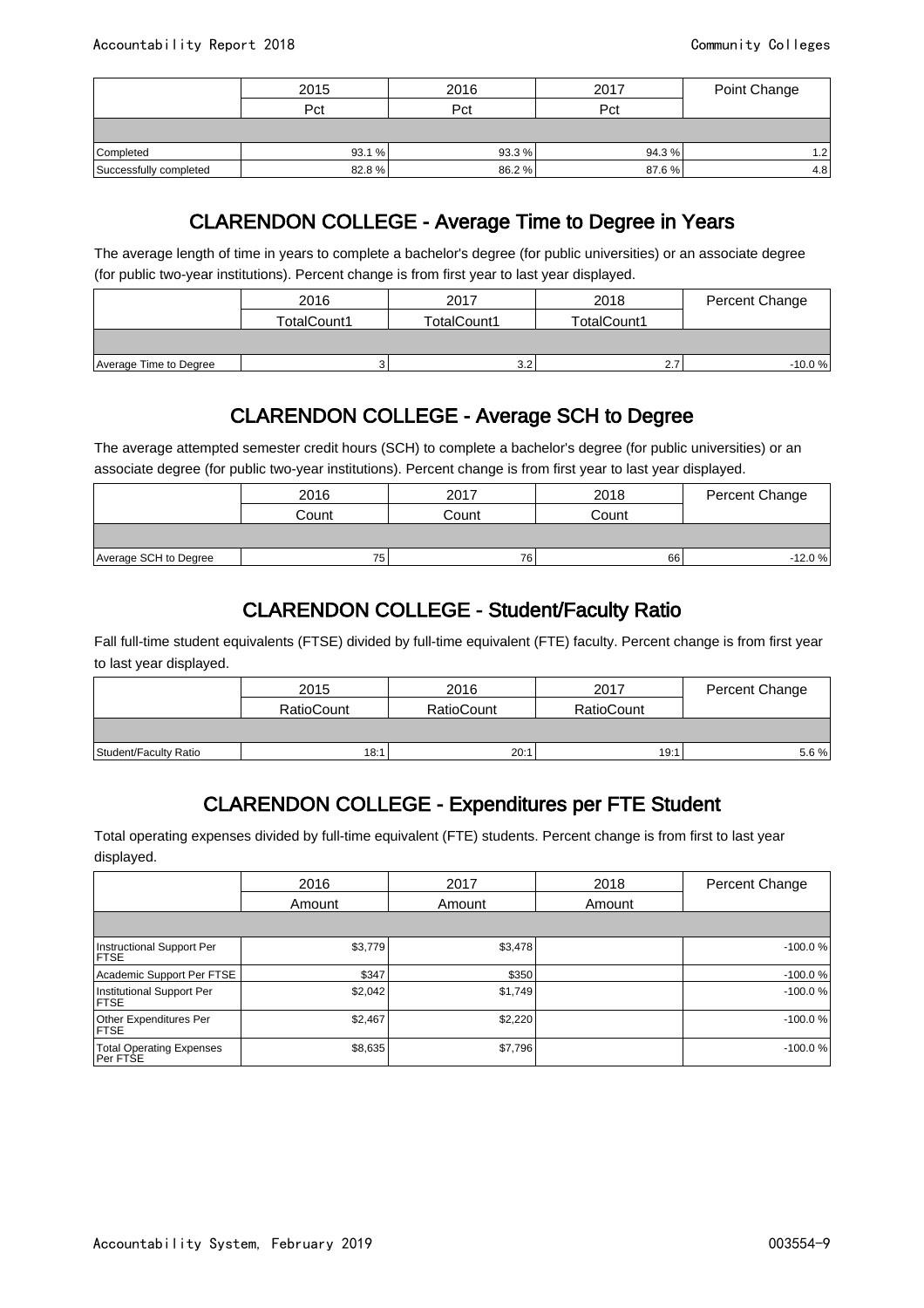| | 2015 | 2016 | 2017 | Point Change |
|---|---|---|---|---|
| | Pct | Pct | Pct | |
| | | | | |
| Completed | 93.1 % | 93.3 % | 94.3 % | 1.2 |
| Successfully completed | 82.8 % | 86.2 % | 87.6 % | 4.8 |

## CLARENDON COLLEGE - Average Time to Degree in Years

The average length of time in years to complete a bachelor's degree (for public universities) or an associate degree (for public two-year institutions). Percent change is from first year to last year displayed.

| | 2016 | 2017 | 2018 | Percent Change |
|---|---|---|---|---|
| | TotalCount1 | TotalCount1 | TotalCount1 | |
| | | | | |
| Average Time to Degree | 3 | 3.2 | 2.7 | -10.0 % |

## CLARENDON COLLEGE - Average SCH to Degree

The average attempted semester credit hours (SCH) to complete a bachelor's degree (for public universities) or an associate degree (for public two-year institutions). Percent change is from first year to last year displayed.

| | 2016 | 2017 | 2018 | Percent Change |
|---|---|---|---|---|
| | Count | Count | Count | |
| | | | | |
| Average SCH to Degree | 75 | 76 | 66 | -12.0 % |

## CLARENDON COLLEGE - Student/Faculty Ratio

Fall full-time student equivalents (FTSE) divided by full-time equivalent (FTE) faculty. Percent change is from first year to last year displayed.

| | 2015 | 2016 | 2017 | Percent Change |
|---|---|---|---|---|
| | RatioCount | RatioCount | RatioCount | |
| | | | | |
| Student/Faculty Ratio | 18:1 | 20:1 | 19:1 | 5.6 % |

## CLARENDON COLLEGE - Expenditures per FTE Student

Total operating expenses divided by full-time equivalent (FTE) students. Percent change is from first to last year displayed.

| | 2016 | 2017 | 2018 | Percent Change |
|---|---|---|---|---|
| | Amount | Amount | Amount | |
| | | | | |
| Instructional Support Per FTSE | $3,779 | $3,478 | | -100.0 % |
| Academic Support Per FTSE | $347 | $350 | | -100.0 % |
| Institutional Support Per FTSE | $2,042 | $1,749 | | -100.0 % |
| Other Expenditures Per FTSE | $2,467 | $2,220 | | -100.0 % |
| Total Operating Expenses Per FTSE | $8,635 | $7,796 | | -100.0 % |